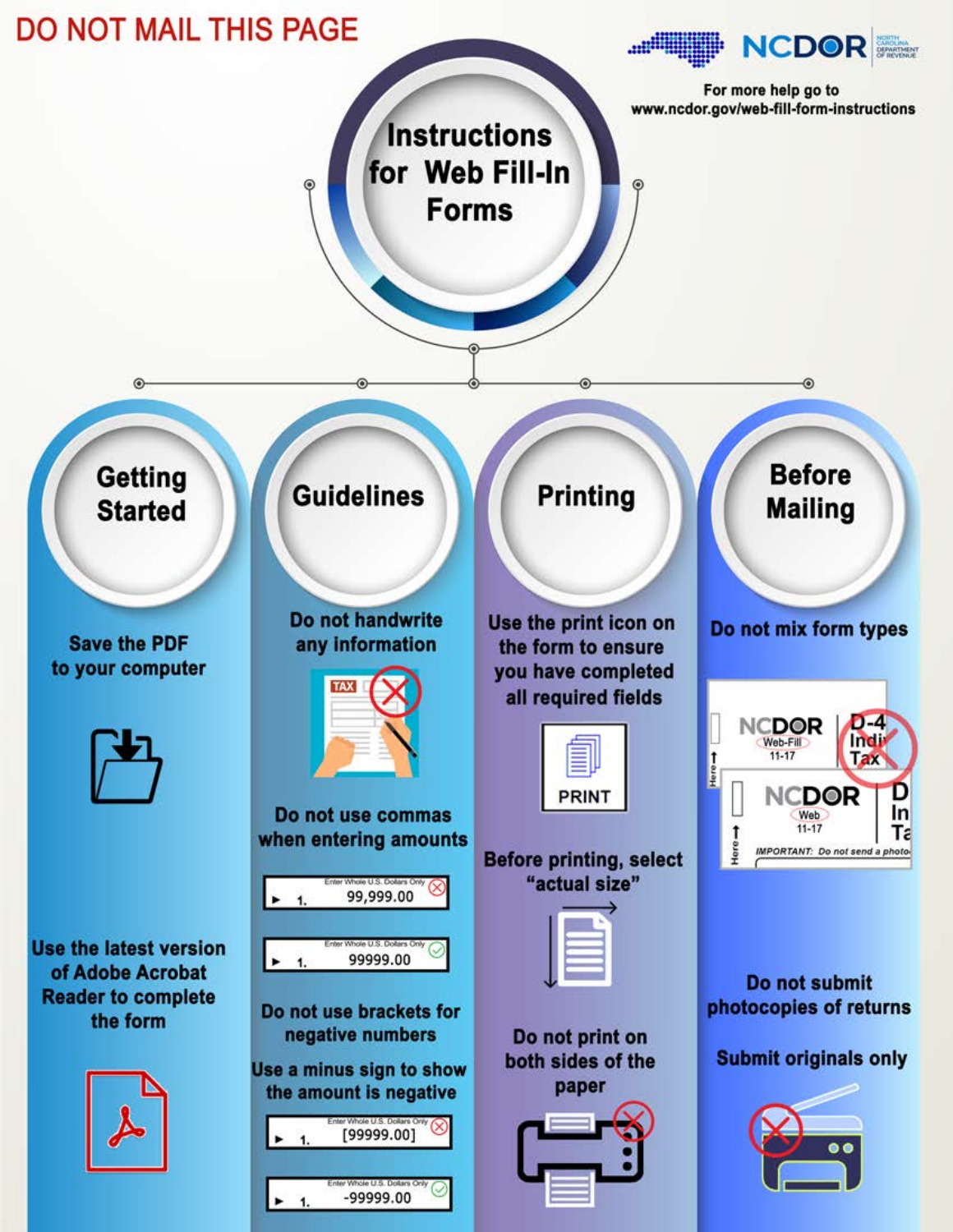DO NOT MAIL THIS PAGE

NCDOR

For more help go to www.ncdor.gov/web-fill-form-instructions

# Instructions for Web Fill-In Forms

## Getting Started

Save the PDF to your computer

Use the latest version of Adobe Acrobat Reader to complete the form

## Guidelines

Do not handwrite any information

Do not use commas when entering amounts

- 99,999.00 (incorrect)
- 99999.00 (correct)

Do not use brackets for negative numbers

Use a minus sign to show the amount is negative

- [99999.00] (incorrect)
- -99999.00 (correct)

## Printing

Use the print icon on the form to ensure you have completed all required fields

PRINT

Before printing, select "actual size"

Do not print on both sides of the paper

## Before Mailing

Do not mix form types

Do not submit photocopies of returns

Submit originals only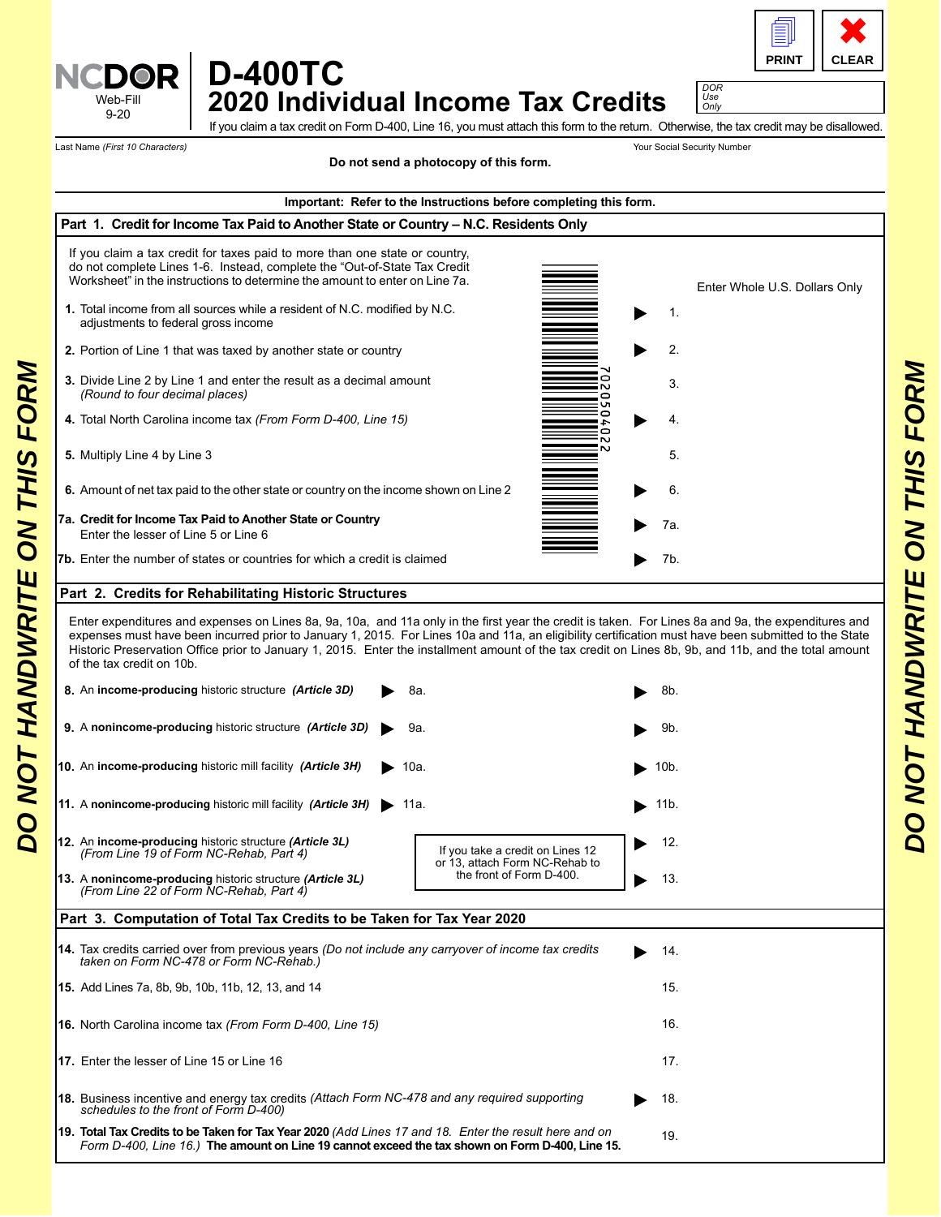NCDOR Web-Fill 9-20

# D-400TC
## 2020 Individual Income Tax Credits

DOR Use Only

If you claim a tax credit on Form D-400, Line 16, you must attach this form to the return. Otherwise, the tax credit may be disallowed.

Last Name *(First 10 Characters)*

Your Social Security Number

**Do not send a photocopy of this form.**

**Important: Refer to the Instructions before completing this form.**

## Part 1. Credit for Income Tax Paid to Another State or Country – N.C. Residents Only

If you claim a tax credit for taxes paid to more than one state or country, do not complete Lines 1-6. Instead, complete the "Out-of-State Tax Credit Worksheet" in the instructions to determine the amount to enter on Line 7a.

Enter Whole U.S. Dollars Only

**1.** Total income from all sources while a resident of N.C. modified by N.C. adjustments to federal gross income ▶ 1.

**2.** Portion of Line 1 that was taxed by another state or country ▶ 2.

**3.** Divide Line 2 by Line 1 and enter the result as a decimal amount *(Round to four decimal places)* 3.

**4.** Total North Carolina income tax *(From Form D-400, Line 15)* ▶ 4.

**5.** Multiply Line 4 by Line 3 5.

**6.** Amount of net tax paid to the other state or country on the income shown on Line 2 ▶ 6.

**7a. Credit for Income Tax Paid to Another State or Country**
Enter the lesser of Line 5 or Line 6 ▶ 7a.

**7b.** Enter the number of states or countries for which a credit is claimed ▶ 7b.

702050402

## Part 2. Credits for Rehabilitating Historic Structures

Enter expenditures and expenses on Lines 8a, 9a, 10a, and 11a only in the first year the credit is taken. For Lines 8a and 9a, the expenditures and expenses must have been incurred prior to January 1, 2015. For Lines 10a and 11a, an eligibility certification must have been submitted to the State Historic Preservation Office prior to January 1, 2015. Enter the installment amount of the tax credit on Lines 8b, 9b, and 11b, and the total amount of the tax credit on 10b.

**8.** An **income-producing** historic structure ***(Article 3D)*** ▶ 8a. ▶ 8b.

**9.** A **nonincome-producing** historic structure ***(Article 3D)*** ▶ 9a. ▶ 9b.

**10.** An **income-producing** historic mill facility ***(Article 3H)*** ▶ 10a. ▶ 10b.

**11.** A **nonincome-producing** historic mill facility ***(Article 3H)*** ▶ 11a. ▶ 11b.

**12.** An **income-producing** historic structure ***(Article 3L)*** *(From Line 19 of Form NC-Rehab, Part 4)* ▶ 12.

**13.** A **nonincome-producing** historic structure ***(Article 3L)*** *(From Line 22 of Form NC-Rehab, Part 4)* ▶ 13.

If you take a credit on Lines 12 or 13, attach Form NC-Rehab to the front of Form D-400.

## Part 3. Computation of Total Tax Credits to be Taken for Tax Year 2020

**14.** Tax credits carried over from previous years *(Do not include any carryover of income tax credits taken on Form NC-478 or Form NC-Rehab.)* ▶ 14.

**15.** Add Lines 7a, 8b, 9b, 10b, 11b, 12, 13, and 14 15.

**16.** North Carolina income tax *(From Form D-400, Line 15)* 16.

**17.** Enter the lesser of Line 15 or Line 16 17.

**18.** Business incentive and energy tax credits *(Attach Form NC-478 and any required supporting schedules to the front of Form D-400)* ▶ 18.

**19. Total Tax Credits to be Taken for Tax Year 2020** *(Add Lines 17 and 18. Enter the result here and on Form D-400, Line 16.)* **The amount on Line 19 cannot exceed the tax shown on Form D-400, Line 15.** 19.